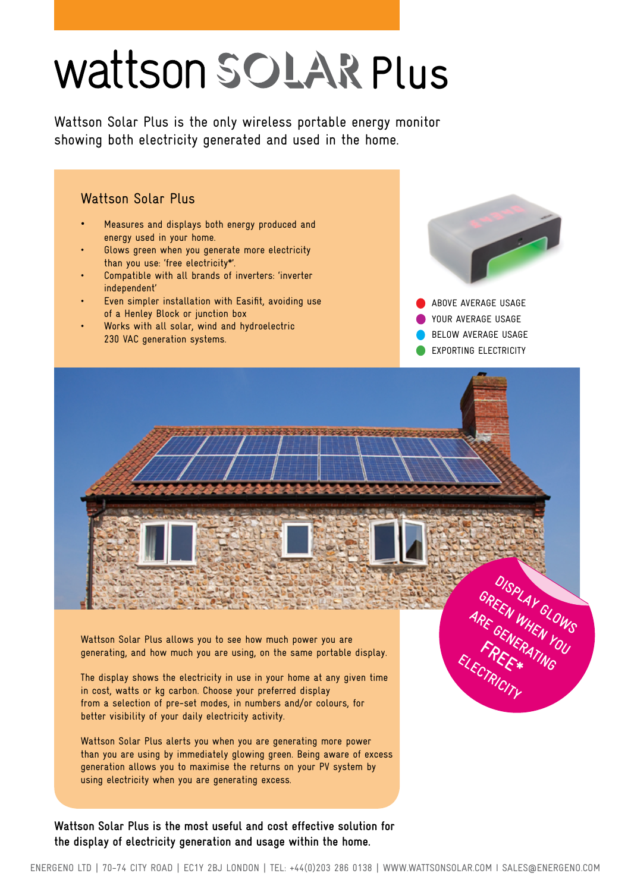# wattson SOLAR Plus

Wattson Solar Plus is the only wireless portable energy monitor showing both electricity generated and used in the home.

## Wattson Solar Plus

- Measures and displays both energy produced and energy used in your home.
- Glows green when you generate more electricity than you use: 'free electricity*'.
- Compatible with all brands of inverters: 'inverter independent'
- Even simpler installation with Easifit, avoiding use of a Henley Block or junction box
- Works with all solar, wind and hydroelectric 230 VAC generation systems.

- ABOVE AVERAGE USAGE
- YOUR AVERAGE USAGE
- BELOW AVERAGE USAGE
- EXPORTING ELECTRICITY

DISPLAY GLOWS GREEN WHEN YOU ARE GENERATING FREE* ELECTRICITY

Wattson Solar Plus allows you to see how much power you are generating, and how much you are using, on the same portable display.

The display shows the electricity in use in your home at any given time in cost, watts or kg carbon. Choose your preferred display from a selection of pre-set modes, in numbers and/or colours, for better visibility of your daily electricity activity.

Wattson Solar Plus alerts you when you are generating more power than you are using by immediately glowing green. Being aware of excess generation allows you to maximise the returns on your PV system by using electricity when you are generating excess.

**Wattson Solar Plus is the most useful and cost effective solution for the display of electricity generation and usage within the home.**

ENERGENO LTD | 70-74 CITY ROAD | EC1Y 2BJ LONDON | TEL: +44(0)203 286 0138 | WWW.WATTSONSOLAR.COM | SALES@ENERGENO.COM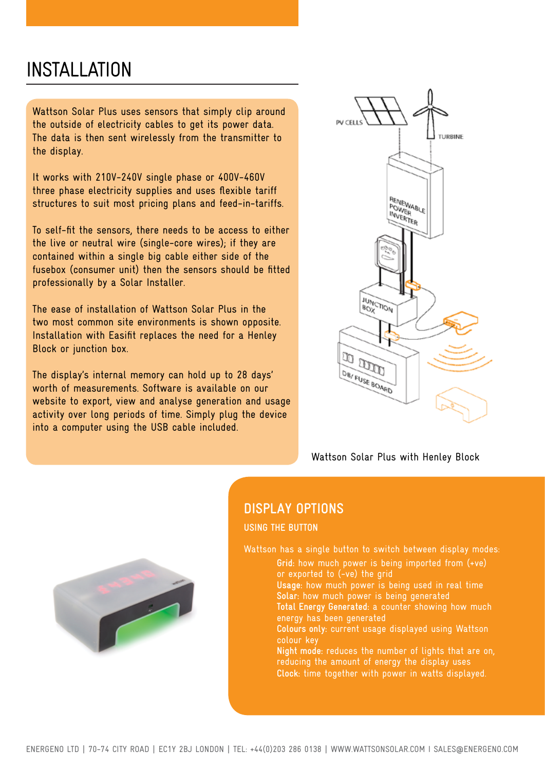# INSTALLATION

Wattson Solar Plus uses sensors that simply clip around the outside of electricity cables to get its power data. The data is then sent wirelessly from the transmitter to the display.

It works with 210V-240V single phase or 400V-460V three phase electricity supplies and uses flexible tariff structures to suit most pricing plans and feed-in-tariffs.

To self-fit the sensors, there needs to be access to either the live or neutral wire (single-core wires); if they are contained within a single big cable either side of the fusebox (consumer unit) then the sensors should be fitted professionally by a Solar Installer.

The ease of installation of Wattson Solar Plus in the two most common site environments is shown opposite. Installation with Easifit replaces the need for a Henley Block or junction box.

The display's internal memory can hold up to 28 days' worth of measurements. Software is available on our website to export, view and analyse generation and usage activity over long periods of time. Simply plug the device into a computer using the USB cable included.

PV CELLS

TURBINE

RENEWABLE POWER INVERTER

JUNCTION BOX

DB/ FUSE BOARD

Wattson Solar Plus with Henley Block

## DISPLAY OPTIONS

### USING THE BUTTON

Wattson has a single button to switch between display modes:

- **Grid:** how much power is being imported from (+ve) or exported to (-ve) the grid
- **Usage:** how much power is being used in real time
- **Solar:** how much power is being generated
- **Total Energy Generated:** a counter showing how much energy has been generated
- **Colours only:** current usage displayed using Wattson colour key
- **Night mode:** reduces the number of lights that are on, reducing the amount of energy the display uses
- **Clock:** time together with power in watts displayed.

ENERGENO LTD | 70-74 CITY ROAD | EC1Y 2BJ LONDON | TEL: +44(0)203 286 0138 | WWW.WATTSONSOLAR.COM | SALES@ENERGENO.COM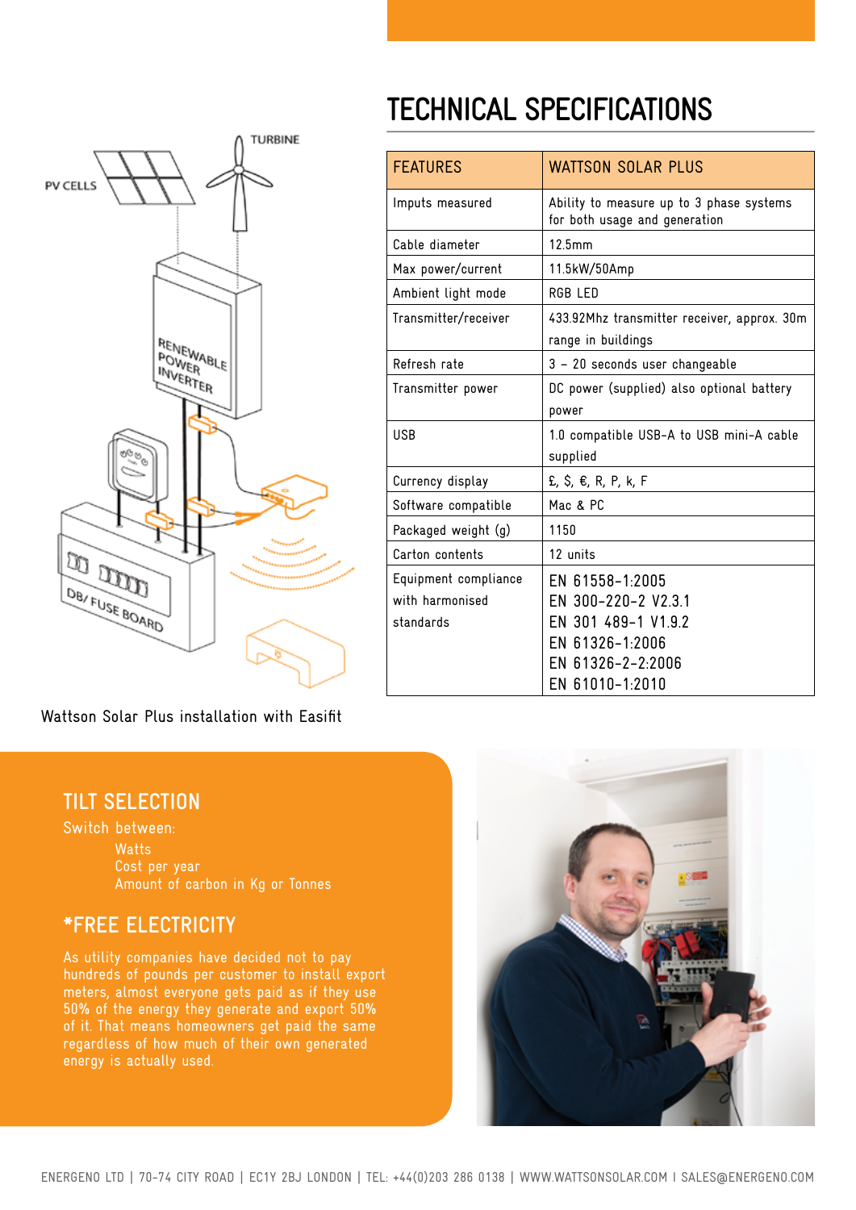# TECHNICAL SPECIFICATIONS

| FEATURES | WATTSON SOLAR PLUS |
|---|---|
| Imputs measured | Ability to measure up to 3 phase systems for both usage and generation |
| Cable diameter | 12.5mm |
| Max power/current | 11.5kW/50Amp |
| Ambient light mode | RGB LED |
| Transmitter/receiver | 433.92Mhz transmitter receiver, approx. 30m range in buildings |
| Refresh rate | 3 – 20 seconds user changeable |
| Transmitter power | DC power (supplied) also optional battery power |
| USB | 1.0 compatible USB-A to USB mini-A cable supplied |
| Currency display | £, $, €, R, P, k, F |
| Software compatible | Mac & PC |
| Packaged weight (g) | 1150 |
| Carton contents | 12 units |
| Equipment compliance with harmonised standards | EN 61558-1:2005<br>EN 300-220-2 V2.3.1<br>EN 301 489-1 V1.9.2<br>EN 61326-1:2006<br>EN 61326-2-2:2006<br>EN 61010-1:2010 |

Wattson Solar Plus installation with Easifit

## TILT SELECTION

Switch between:

- Watts
- Cost per year
- Amount of carbon in Kg or Tonnes

## *FREE ELECTRICITY

As utility companies have decided not to pay hundreds of pounds per customer to install export meters, almost everyone gets paid as if they use 50% of the energy they generate and export 50% of it. That means homeowners get paid the same regardless of how much of their own generated energy is actually used.

ENERGENO LTD | 70-74 CITY ROAD | EC1Y 2BJ LONDON | TEL: +44(0)203 286 0138 | WWW.WATTSONSOLAR.COM I SALES@ENERGENO.COM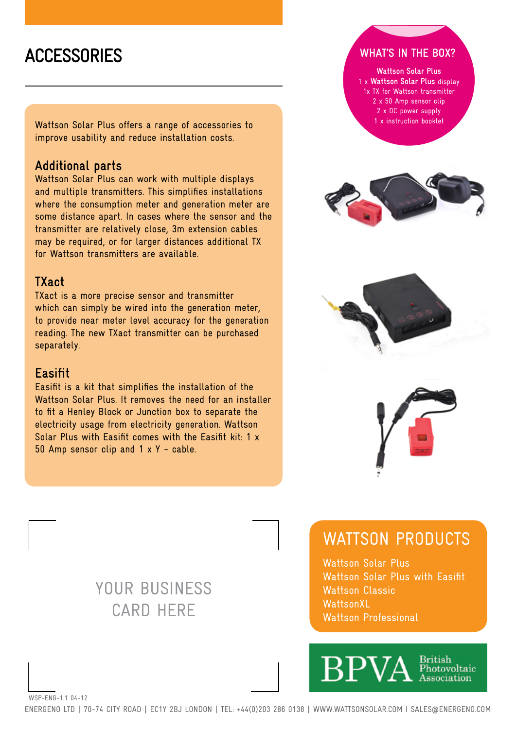# ACCESSORIES

Wattson Solar Plus offers a range of accessories to improve usability and reduce installation costs.

## Additional parts

Wattson Solar Plus can work with multiple displays and multiple transmitters. This simplifies installations where the consumption meter and generation meter are some distance apart. In cases where the sensor and the transmitter are relatively close, 3m extension cables may be required, or for larger distances additional TX for Wattson transmitters are available.

## TXact

TXact is a more precise sensor and transmitter which can simply be wired into the generation meter, to provide near meter level accuracy for the generation reading. The new TXact transmitter can be purchased separately.

## Easifit

Easifit is a kit that simplifies the installation of the Wattson Solar Plus. It removes the need for an installer to fit a Henley Block or Junction box to separate the electricity usage from electricity generation. Wattson Solar Plus with Easifit comes with the Easifit kit: 1 x 50 Amp sensor clip and 1 x Y - cable.

## WHAT'S IN THE BOX?

**Wattson Solar Plus**

1 x **Wattson Solar Plus** display
1x TX for Wattson transmitter
2 x 50 Amp sensor clip
2 x DC power supply
1 x instruction booklet

YOUR BUSINESS CARD HERE

## WATTSON PRODUCTS

Wattson Solar Plus
Wattson Solar Plus with Easifit
Wattson Classic
WattsonXL
Wattson Professional

BPVA British Photovoltaic Association

WSP-ENG-1.1 04-12

ENERGENO LTD | 70-74 CITY ROAD | EC1Y 2BJ LONDON | TEL: +44(0)203 286 0138 | WWW.WATTSONSOLAR.COM I SALES@ENERGENO.COM